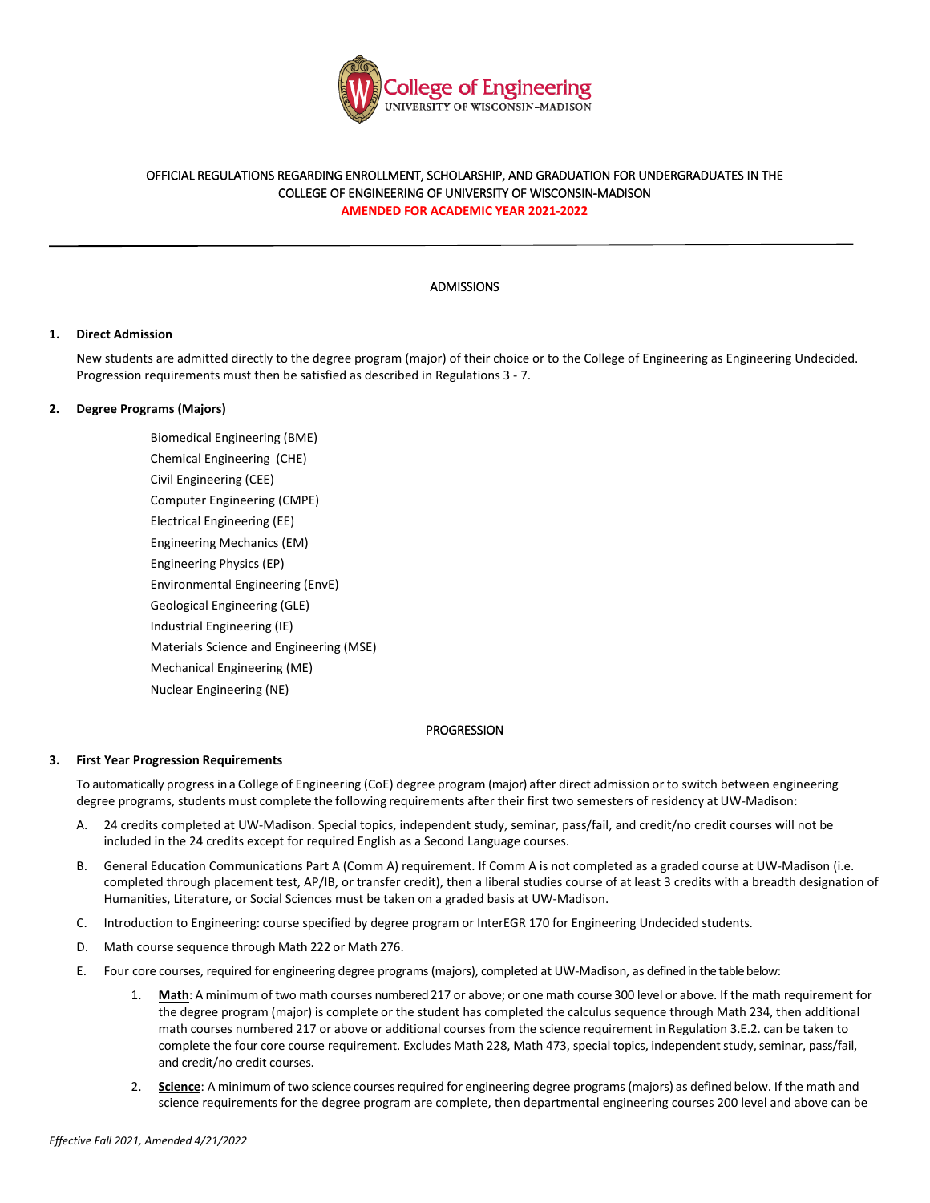College of Engineering
UNIVERSITY OF WISCONSIN–MADISON

OFFICIAL REGULATIONS REGARDING ENROLLMENT, SCHOLARSHIP, AND GRADUATION FOR UNDERGRADUATES IN THE COLLEGE OF ENGINEERING OF UNIVERSITY OF WISCONSIN-MADISON

**AMENDED FOR ACADEMIC YEAR 2021-2022**

---

## ADMISSIONS

### 1. Direct Admission

New students are admitted directly to the degree program (major) of their choice or to the College of Engineering as Engineering Undecided. Progression requirements must then be satisfied as described in Regulations 3 - 7.

### 2. Degree Programs (Majors)

- Biomedical Engineering (BME)
- Chemical Engineering (CHE)
- Civil Engineering (CEE)
- Computer Engineering (CMPE)
- Electrical Engineering (EE)
- Engineering Mechanics (EM)
- Engineering Physics (EP)
- Environmental Engineering (EnvE)
- Geological Engineering (GLE)
- Industrial Engineering (IE)
- Materials Science and Engineering (MSE)
- Mechanical Engineering (ME)
- Nuclear Engineering (NE)

## PROGRESSION

### 3. First Year Progression Requirements

To automatically progress in a College of Engineering (CoE) degree program (major) after direct admission or to switch between engineering degree programs, students must complete the following requirements after their first two semesters of residency at UW-Madison:

A. 24 credits completed at UW-Madison. Special topics, independent study, seminar, pass/fail, and credit/no credit courses will not be included in the 24 credits except for required English as a Second Language courses.

B. General Education Communications Part A (Comm A) requirement. If Comm A is not completed as a graded course at UW-Madison (i.e. completed through placement test, AP/IB, or transfer credit), then a liberal studies course of at least 3 credits with a breadth designation of Humanities, Literature, or Social Sciences must be taken on a graded basis at UW-Madison.

C. Introduction to Engineering: course specified by degree program or InterEGR 170 for Engineering Undecided students.

D. Math course sequence through Math 222 or Math 276.

E. Four core courses, required for engineering degree programs (majors), completed at UW-Madison, as defined in the table below:

1. **Math**: A minimum of two math courses numbered 217 or above; or one math course 300 level or above. If the math requirement for the degree program (major) is complete or the student has completed the calculus sequence through Math 234, then additional math courses numbered 217 or above or additional courses from the science requirement in Regulation 3.E.2. can be taken to complete the four core course requirement. Excludes Math 228, Math 473, special topics, independent study, seminar, pass/fail, and credit/no credit courses.

2. **Science**: A minimum of two science courses required for engineering degree programs (majors) as defined below. If the math and science requirements for the degree program are complete, then departmental engineering courses 200 level and above can be

*Effective Fall 2021, Amended 4/21/2022*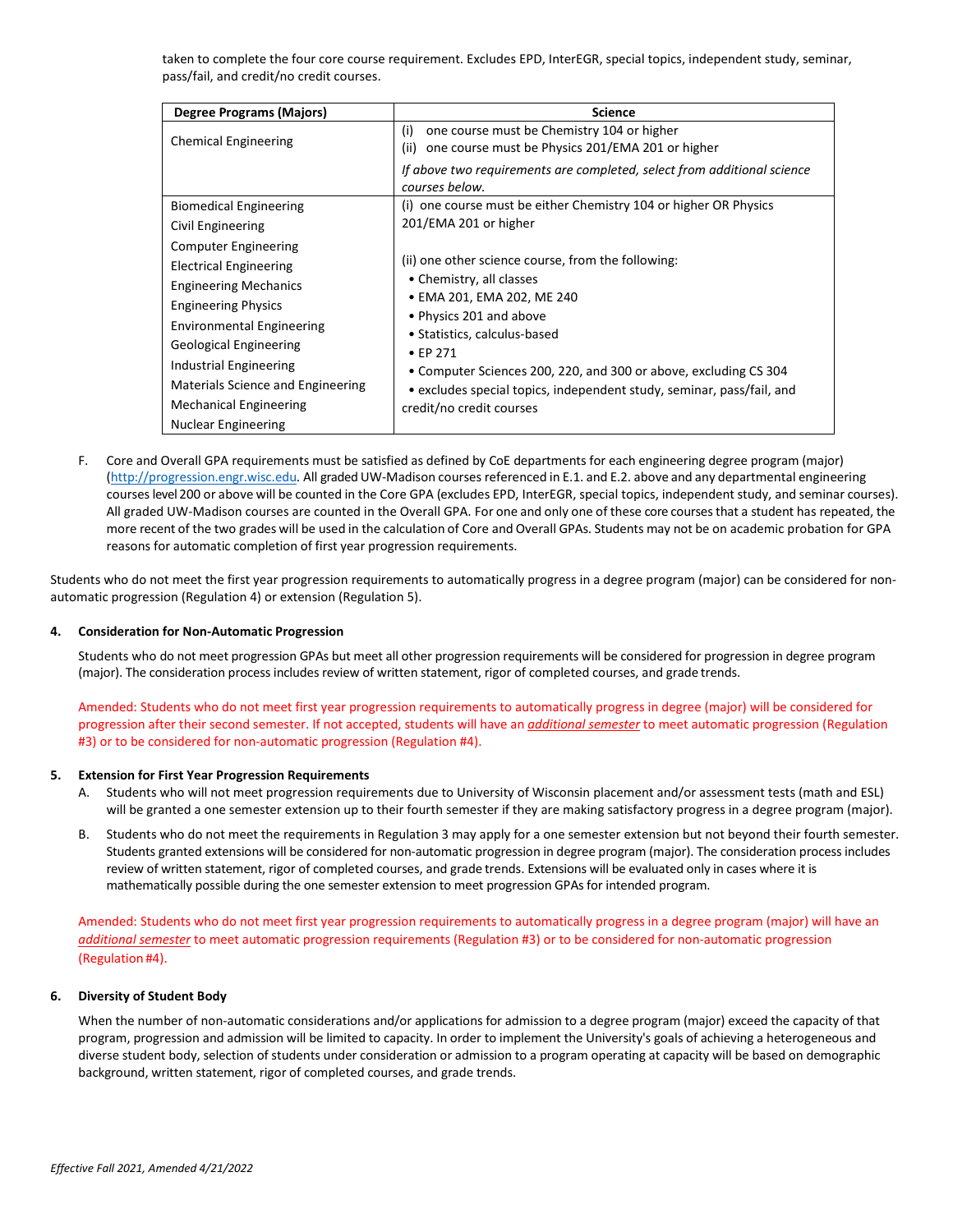taken to complete the four core course requirement. Excludes EPD, InterEGR, special topics, independent study, seminar, pass/fail, and credit/no credit courses.

| Degree Programs (Majors) | Science |
|---|---|
| Chemical Engineering | (i) one course must be Chemistry 104 or higher<br>(ii) one course must be Physics 201/EMA 201 or higher<br>*If above two requirements are completed, select from additional science courses below.* |
| Biomedical Engineering<br>Civil Engineering<br>Computer Engineering<br>Electrical Engineering<br>Engineering Mechanics<br>Engineering Physics<br>Environmental Engineering<br>Geological Engineering<br>Industrial Engineering<br>Materials Science and Engineering<br>Mechanical Engineering<br>Nuclear Engineering | (i) one course must be either Chemistry 104 or higher OR Physics 201/EMA 201 or higher<br><br>(ii) one other science course, from the following:<br>• Chemistry, all classes<br>• EMA 201, EMA 202, ME 240<br>• Physics 201 and above<br>• Statistics, calculus-based<br>• EP 271<br>• Computer Sciences 200, 220, and 300 or above, excluding CS 304<br>• excludes special topics, independent study, seminar, pass/fail, and credit/no credit courses |

F. Core and Overall GPA requirements must be satisfied as defined by CoE departments for each engineering degree program (major) (http://progression.engr.wisc.edu. All graded UW-Madison courses referenced in E.1. and E.2. above and any departmental engineering courses level 200 or above will be counted in the Core GPA (excludes EPD, InterEGR, special topics, independent study, and seminar courses). All graded UW-Madison courses are counted in the Overall GPA. For one and only one of these core courses that a student has repeated, the more recent of the two grades will be used in the calculation of Core and Overall GPAs. Students may not be on academic probation for GPA reasons for automatic completion of first year progression requirements.

Students who do not meet the first year progression requirements to automatically progress in a degree program (major) can be considered for non-automatic progression (Regulation 4) or extension (Regulation 5).

**4. Consideration for Non-Automatic Progression**

Students who do not meet progression GPAs but meet all other progression requirements will be considered for progression in degree program (major). The consideration process includes review of written statement, rigor of completed courses, and grade trends.

Amended: Students who do not meet first year progression requirements to automatically progress in degree (major) will be considered for progression after their second semester. If not accepted, students will have an ***additional semester*** to meet automatic progression (Regulation #3) or to be considered for non-automatic progression (Regulation #4).

**5. Extension for First Year Progression Requirements**

A. Students who will not meet progression requirements due to University of Wisconsin placement and/or assessment tests (math and ESL) will be granted a one semester extension up to their fourth semester if they are making satisfactory progress in a degree program (major).

B. Students who do not meet the requirements in Regulation 3 may apply for a one semester extension but not beyond their fourth semester. Students granted extensions will be considered for non-automatic progression in degree program (major). The consideration process includes review of written statement, rigor of completed courses, and grade trends. Extensions will be evaluated only in cases where it is mathematically possible during the one semester extension to meet progression GPAs for intended program.

Amended: Students who do not meet first year progression requirements to automatically progress in a degree program (major) will have an ***additional semester*** to meet automatic progression requirements (Regulation #3) or to be considered for non-automatic progression (Regulation #4).

**6. Diversity of Student Body**

When the number of non-automatic considerations and/or applications for admission to a degree program (major) exceed the capacity of that program, progression and admission will be limited to capacity. In order to implement the University's goals of achieving a heterogeneous and diverse student body, selection of students under consideration or admission to a program operating at capacity will be based on demographic background, written statement, rigor of completed courses, and grade trends.

*Effective Fall 2021, Amended 4/21/2022*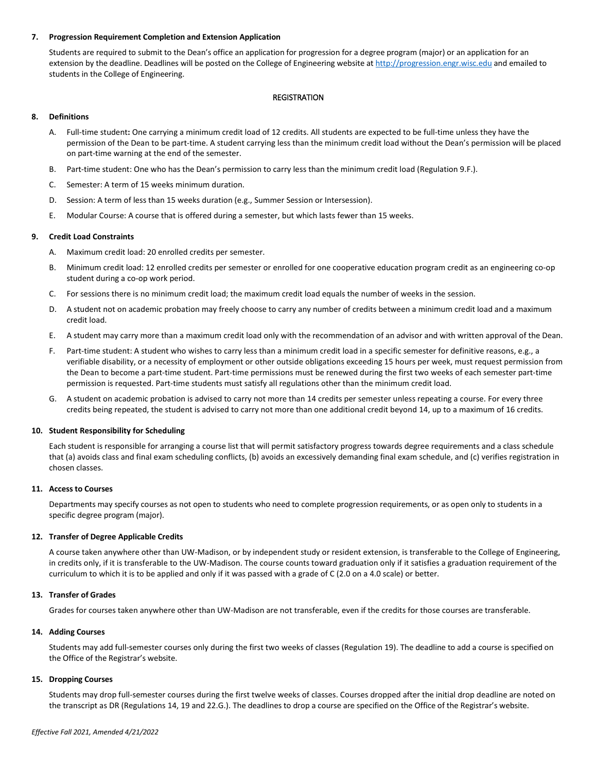**7. Progression Requirement Completion and Extension Application**

Students are required to submit to the Dean's office an application for progression for a degree program (major) or an application for an extension by the deadline. Deadlines will be posted on the College of Engineering website at http://progression.engr.wisc.edu and emailed to students in the College of Engineering.

## REGISTRATION

**8. Definitions**

A. Full-time student**:** One carrying a minimum credit load of 12 credits. All students are expected to be full-time unless they have the permission of the Dean to be part-time. A student carrying less than the minimum credit load without the Dean's permission will be placed on part-time warning at the end of the semester.

B. Part-time student: One who has the Dean's permission to carry less than the minimum credit load (Regulation 9.F.).

C. Semester: A term of 15 weeks minimum duration.

D. Session: A term of less than 15 weeks duration (e.g., Summer Session or Intersession).

E. Modular Course: A course that is offered during a semester, but which lasts fewer than 15 weeks.

**9. Credit Load Constraints**

A. Maximum credit load: 20 enrolled credits per semester.

B. Minimum credit load: 12 enrolled credits per semester or enrolled for one cooperative education program credit as an engineering co-op student during a co-op work period.

C. For sessions there is no minimum credit load; the maximum credit load equals the number of weeks in the session.

D. A student not on academic probation may freely choose to carry any number of credits between a minimum credit load and a maximum credit load.

E. A student may carry more than a maximum credit load only with the recommendation of an advisor and with written approval of the Dean.

F. Part-time student: A student who wishes to carry less than a minimum credit load in a specific semester for definitive reasons, e.g., a verifiable disability, or a necessity of employment or other outside obligations exceeding 15 hours per week, must request permission from the Dean to become a part-time student. Part-time permissions must be renewed during the first two weeks of each semester part-time permission is requested. Part-time students must satisfy all regulations other than the minimum credit load.

G. A student on academic probation is advised to carry not more than 14 credits per semester unless repeating a course. For every three credits being repeated, the student is advised to carry not more than one additional credit beyond 14, up to a maximum of 16 credits.

**10. Student Responsibility for Scheduling**

Each student is responsible for arranging a course list that will permit satisfactory progress towards degree requirements and a class schedule that (a) avoids class and final exam scheduling conflicts, (b) avoids an excessively demanding final exam schedule, and (c) verifies registration in chosen classes.

**11. Access to Courses**

Departments may specify courses as not open to students who need to complete progression requirements, or as open only to students in a specific degree program (major).

**12. Transfer of Degree Applicable Credits**

A course taken anywhere other than UW-Madison, or by independent study or resident extension, is transferable to the College of Engineering, in credits only, if it is transferable to the UW-Madison. The course counts toward graduation only if it satisfies a graduation requirement of the curriculum to which it is to be applied and only if it was passed with a grade of C (2.0 on a 4.0 scale) or better.

**13. Transfer of Grades**

Grades for courses taken anywhere other than UW-Madison are not transferable, even if the credits for those courses are transferable.

**14. Adding Courses**

Students may add full-semester courses only during the first two weeks of classes (Regulation 19). The deadline to add a course is specified on the Office of the Registrar's website.

**15. Dropping Courses**

Students may drop full-semester courses during the first twelve weeks of classes. Courses dropped after the initial drop deadline are noted on the transcript as DR (Regulations 14, 19 and 22.G.). The deadlines to drop a course are specified on the Office of the Registrar's website.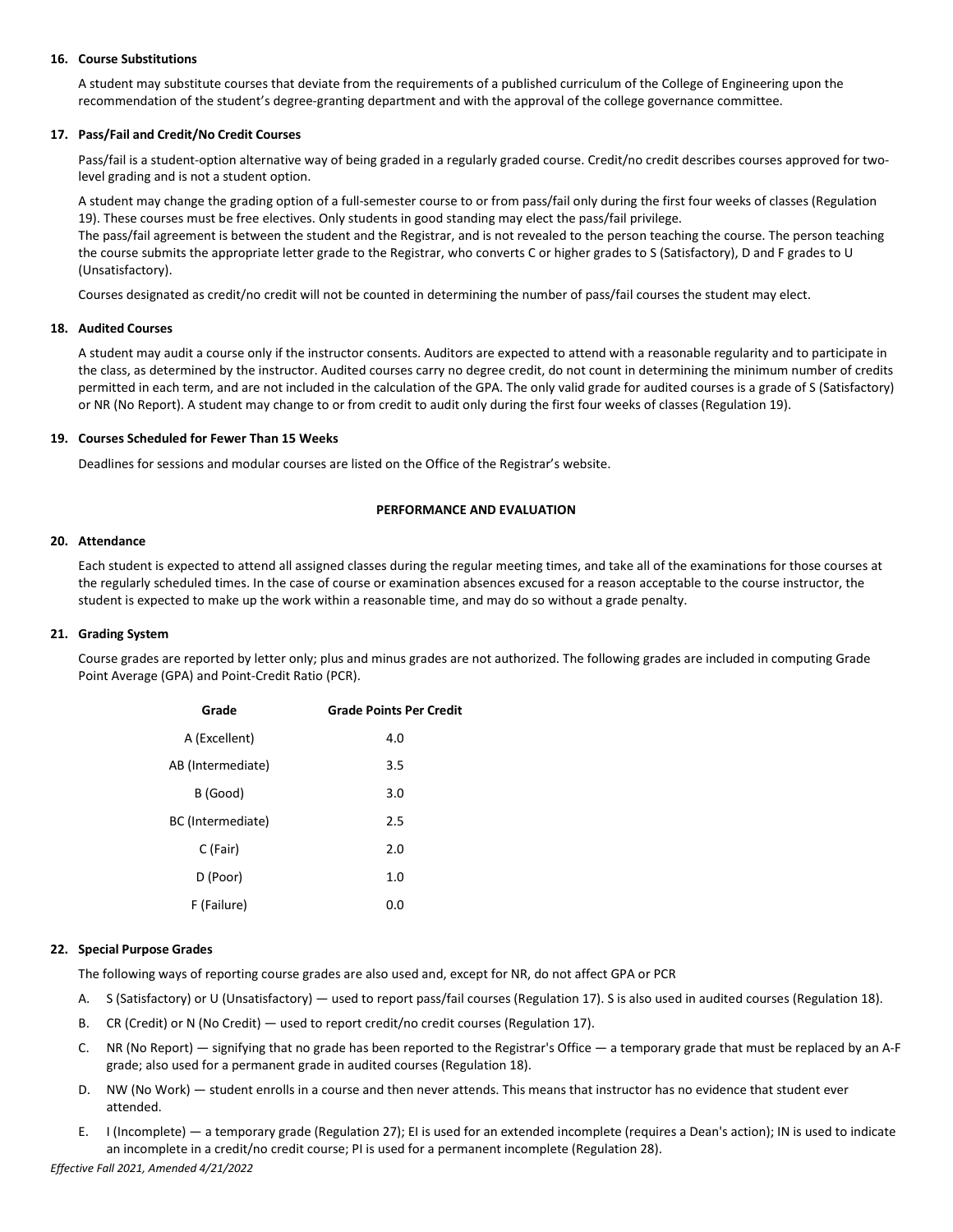### 16. Course Substitutions

A student may substitute courses that deviate from the requirements of a published curriculum of the College of Engineering upon the recommendation of the student's degree-granting department and with the approval of the college governance committee.

### 17. Pass/Fail and Credit/No Credit Courses

Pass/fail is a student-option alternative way of being graded in a regularly graded course. Credit/no credit describes courses approved for two-level grading and is not a student option.

A student may change the grading option of a full-semester course to or from pass/fail only during the first four weeks of classes (Regulation 19). These courses must be free electives. Only students in good standing may elect the pass/fail privilege.
The pass/fail agreement is between the student and the Registrar, and is not revealed to the person teaching the course. The person teaching the course submits the appropriate letter grade to the Registrar, who converts C or higher grades to S (Satisfactory), D and F grades to U (Unsatisfactory).

Courses designated as credit/no credit will not be counted in determining the number of pass/fail courses the student may elect.

### 18. Audited Courses

A student may audit a course only if the instructor consents. Auditors are expected to attend with a reasonable regularity and to participate in the class, as determined by the instructor. Audited courses carry no degree credit, do not count in determining the minimum number of credits permitted in each term, and are not included in the calculation of the GPA. The only valid grade for audited courses is a grade of S (Satisfactory) or NR (No Report). A student may change to or from credit to audit only during the first four weeks of classes (Regulation 19).

### 19. Courses Scheduled for Fewer Than 15 Weeks

Deadlines for sessions and modular courses are listed on the Office of the Registrar's website.

## PERFORMANCE AND EVALUATION

### 20. Attendance

Each student is expected to attend all assigned classes during the regular meeting times, and take all of the examinations for those courses at the regularly scheduled times. In the case of course or examination absences excused for a reason acceptable to the course instructor, the student is expected to make up the work within a reasonable time, and may do so without a grade penalty.

### 21. Grading System

Course grades are reported by letter only; plus and minus grades are not authorized. The following grades are included in computing Grade Point Average (GPA) and Point-Credit Ratio (PCR).

| Grade | Grade Points Per Credit |
|---|---|
| A (Excellent) | 4.0 |
| AB (Intermediate) | 3.5 |
| B (Good) | 3.0 |
| BC (Intermediate) | 2.5 |
| C (Fair) | 2.0 |
| D (Poor) | 1.0 |
| F (Failure) | 0.0 |

### 22. Special Purpose Grades

The following ways of reporting course grades are also used and, except for NR, do not affect GPA or PCR

A. S (Satisfactory) or U (Unsatisfactory) — used to report pass/fail courses (Regulation 17). S is also used in audited courses (Regulation 18).

B. CR (Credit) or N (No Credit) — used to report credit/no credit courses (Regulation 17).

C. NR (No Report) — signifying that no grade has been reported to the Registrar's Office — a temporary grade that must be replaced by an A-F grade; also used for a permanent grade in audited courses (Regulation 18).

D. NW (No Work) — student enrolls in a course and then never attends. This means that instructor has no evidence that student ever attended.

E. I (Incomplete) — a temporary grade (Regulation 27); EI is used for an extended incomplete (requires a Dean's action); IN is used to indicate an incomplete in a credit/no credit course; PI is used for a permanent incomplete (Regulation 28).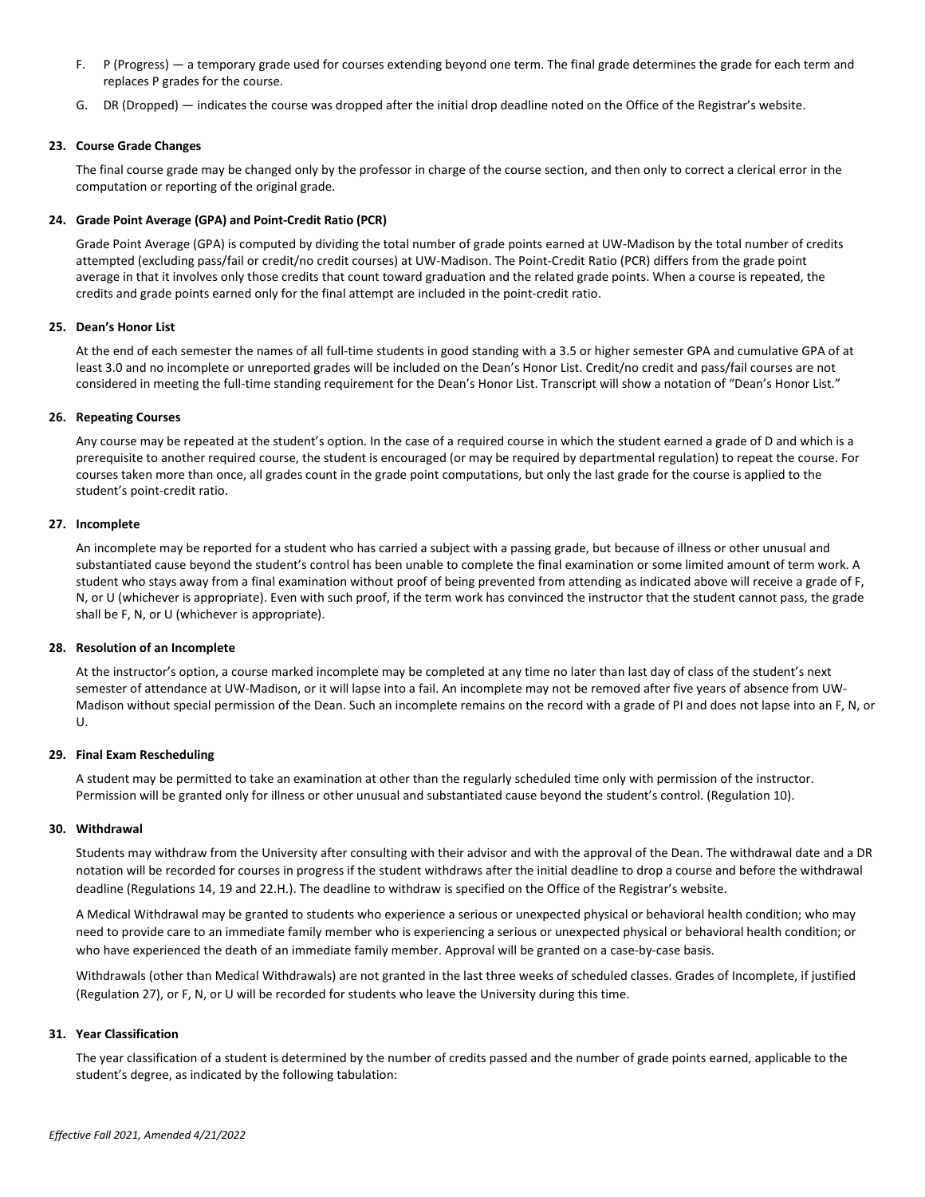F. P (Progress) — a temporary grade used for courses extending beyond one term. The final grade determines the grade for each term and replaces P grades for the course.

G. DR (Dropped) — indicates the course was dropped after the initial drop deadline noted on the Office of the Registrar's website.

**23. Course Grade Changes**

The final course grade may be changed only by the professor in charge of the course section, and then only to correct a clerical error in the computation or reporting of the original grade.

**24. Grade Point Average (GPA) and Point-Credit Ratio (PCR)**

Grade Point Average (GPA) is computed by dividing the total number of grade points earned at UW-Madison by the total number of credits attempted (excluding pass/fail or credit/no credit courses) at UW-Madison. The Point-Credit Ratio (PCR) differs from the grade point average in that it involves only those credits that count toward graduation and the related grade points. When a course is repeated, the credits and grade points earned only for the final attempt are included in the point-credit ratio.

**25. Dean's Honor List**

At the end of each semester the names of all full-time students in good standing with a 3.5 or higher semester GPA and cumulative GPA of at least 3.0 and no incomplete or unreported grades will be included on the Dean's Honor List. Credit/no credit and pass/fail courses are not considered in meeting the full-time standing requirement for the Dean's Honor List. Transcript will show a notation of "Dean's Honor List."

**26. Repeating Courses**

Any course may be repeated at the student's option. In the case of a required course in which the student earned a grade of D and which is a prerequisite to another required course, the student is encouraged (or may be required by departmental regulation) to repeat the course. For courses taken more than once, all grades count in the grade point computations, but only the last grade for the course is applied to the student's point-credit ratio.

**27. Incomplete**

An incomplete may be reported for a student who has carried a subject with a passing grade, but because of illness or other unusual and substantiated cause beyond the student's control has been unable to complete the final examination or some limited amount of term work. A student who stays away from a final examination without proof of being prevented from attending as indicated above will receive a grade of F, N, or U (whichever is appropriate). Even with such proof, if the term work has convinced the instructor that the student cannot pass, the grade shall be F, N, or U (whichever is appropriate).

**28. Resolution of an Incomplete**

At the instructor's option, a course marked incomplete may be completed at any time no later than last day of class of the student's next semester of attendance at UW-Madison, or it will lapse into a fail. An incomplete may not be removed after five years of absence from UW-Madison without special permission of the Dean. Such an incomplete remains on the record with a grade of PI and does not lapse into an F, N, or U.

**29. Final Exam Rescheduling**

A student may be permitted to take an examination at other than the regularly scheduled time only with permission of the instructor. Permission will be granted only for illness or other unusual and substantiated cause beyond the student's control. (Regulation 10).

**30. Withdrawal**

Students may withdraw from the University after consulting with their advisor and with the approval of the Dean. The withdrawal date and a DR notation will be recorded for courses in progress if the student withdraws after the initial deadline to drop a course and before the withdrawal deadline (Regulations 14, 19 and 22.H.). The deadline to withdraw is specified on the Office of the Registrar's website.

A Medical Withdrawal may be granted to students who experience a serious or unexpected physical or behavioral health condition; who may need to provide care to an immediate family member who is experiencing a serious or unexpected physical or behavioral health condition; or who have experienced the death of an immediate family member. Approval will be granted on a case-by-case basis.

Withdrawals (other than Medical Withdrawals) are not granted in the last three weeks of scheduled classes. Grades of Incomplete, if justified (Regulation 27), or F, N, or U will be recorded for students who leave the University during this time.

**31. Year Classification**

The year classification of a student is determined by the number of credits passed and the number of grade points earned, applicable to the student's degree, as indicated by the following tabulation: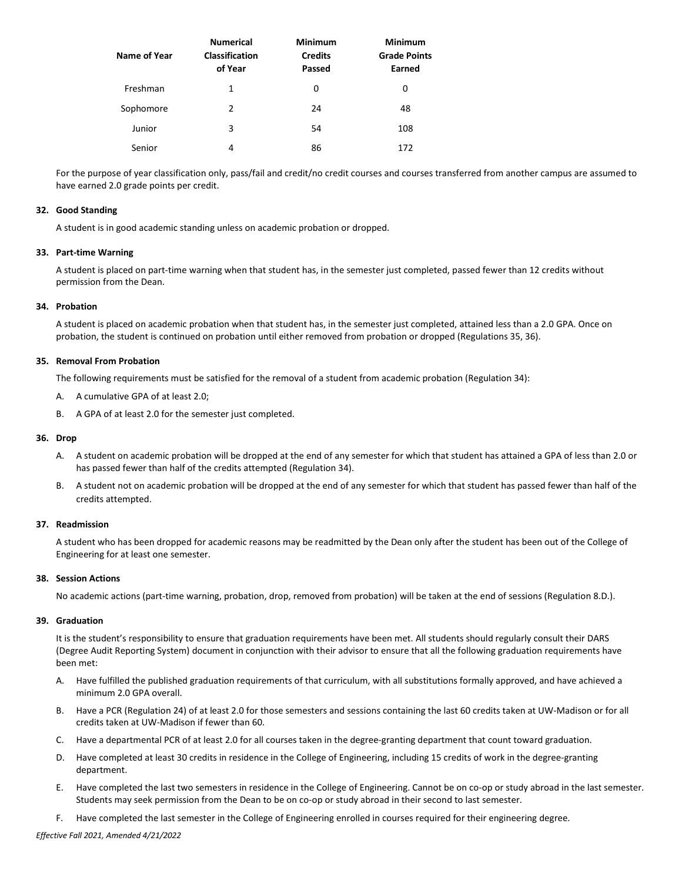| Name of Year | Numerical Classification of Year | Minimum Credits Passed | Minimum Grade Points Earned |
|---|---|---|---|
| Freshman | 1 | 0 | 0 |
| Sophomore | 2 | 24 | 48 |
| Junior | 3 | 54 | 108 |
| Senior | 4 | 86 | 172 |

For the purpose of year classification only, pass/fail and credit/no credit courses and courses transferred from another campus are assumed to have earned 2.0 grade points per credit.

**32. Good Standing**

A student is in good academic standing unless on academic probation or dropped.

**33. Part-time Warning**

A student is placed on part-time warning when that student has, in the semester just completed, passed fewer than 12 credits without permission from the Dean.

**34. Probation**

A student is placed on academic probation when that student has, in the semester just completed, attained less than a 2.0 GPA. Once on probation, the student is continued on probation until either removed from probation or dropped (Regulations 35, 36).

**35. Removal From Probation**

The following requirements must be satisfied for the removal of a student from academic probation (Regulation 34):

A. A cumulative GPA of at least 2.0;

B. A GPA of at least 2.0 for the semester just completed.

**36. Drop**

A. A student on academic probation will be dropped at the end of any semester for which that student has attained a GPA of less than 2.0 or has passed fewer than half of the credits attempted (Regulation 34).

B. A student not on academic probation will be dropped at the end of any semester for which that student has passed fewer than half of the credits attempted.

**37. Readmission**

A student who has been dropped for academic reasons may be readmitted by the Dean only after the student has been out of the College of Engineering for at least one semester.

**38. Session Actions**

No academic actions (part-time warning, probation, drop, removed from probation) will be taken at the end of sessions (Regulation 8.D.).

**39. Graduation**

It is the student's responsibility to ensure that graduation requirements have been met. All students should regularly consult their DARS (Degree Audit Reporting System) document in conjunction with their advisor to ensure that all the following graduation requirements have been met:

A. Have fulfilled the published graduation requirements of that curriculum, with all substitutions formally approved, and have achieved a minimum 2.0 GPA overall.

B. Have a PCR (Regulation 24) of at least 2.0 for those semesters and sessions containing the last 60 credits taken at UW-Madison or for all credits taken at UW-Madison if fewer than 60.

C. Have a departmental PCR of at least 2.0 for all courses taken in the degree-granting department that count toward graduation.

D. Have completed at least 30 credits in residence in the College of Engineering, including 15 credits of work in the degree-granting department.

E. Have completed the last two semesters in residence in the College of Engineering. Cannot be on co-op or study abroad in the last semester. Students may seek permission from the Dean to be on co-op or study abroad in their second to last semester.

F. Have completed the last semester in the College of Engineering enrolled in courses required for their engineering degree.

*Effective Fall 2021, Amended 4/21/2022*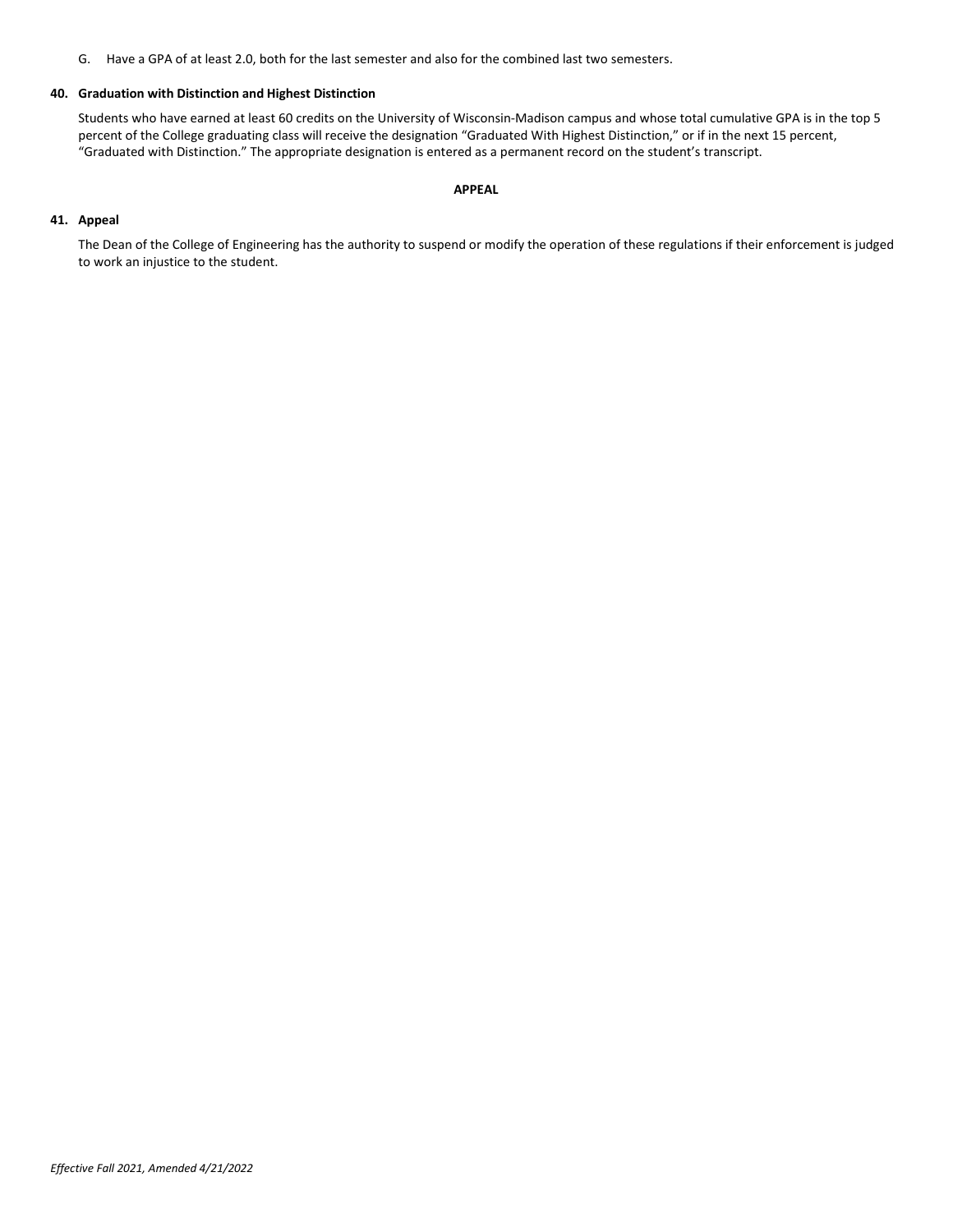G. Have a GPA of at least 2.0, both for the last semester and also for the combined last two semesters.

### 40. Graduation with Distinction and Highest Distinction

Students who have earned at least 60 credits on the University of Wisconsin-Madison campus and whose total cumulative GPA is in the top 5 percent of the College graduating class will receive the designation "Graduated With Highest Distinction," or if in the next 15 percent, "Graduated with Distinction." The appropriate designation is entered as a permanent record on the student's transcript.

## APPEAL

### 41. Appeal

The Dean of the College of Engineering has the authority to suspend or modify the operation of these regulations if their enforcement is judged to work an injustice to the student.

*Effective Fall 2021, Amended 4/21/2022*